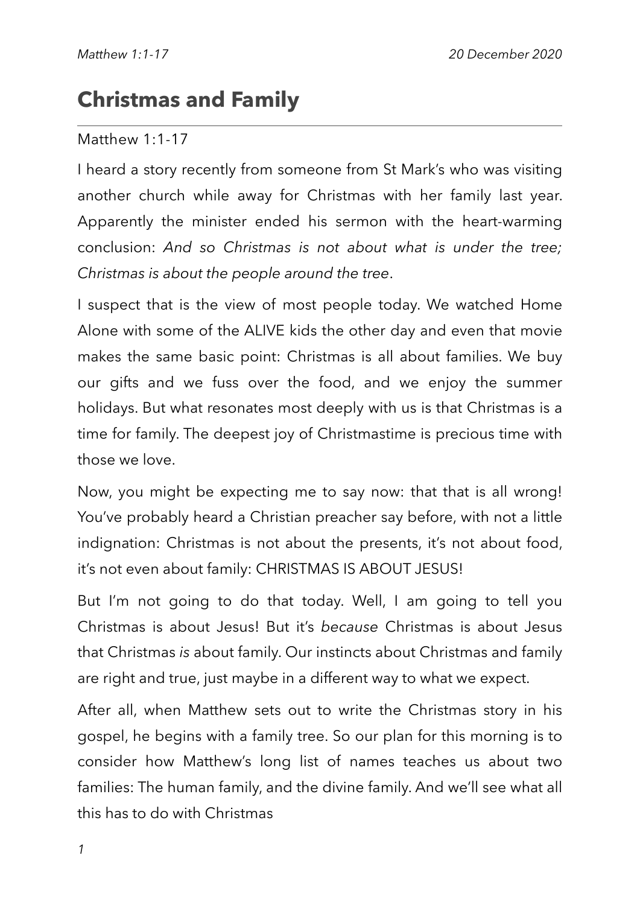# Christmas and Family

Matthew 1:1-17

I heard a story recently from someone from St Mark's who was visiting another church while away for Christmas with her family last year. Apparently the minister ended his sermon with the heart-warming conclusion: *And so Christmas is not about what is under the tree; Christmas is about the people around the tree*.

I suspect that is the view of most people today. We watched Home Alone with some of the ALIVE kids the other day and even that movie makes the same basic point: Christmas is all about families. We buy our gifts and we fuss over the food, and we enjoy the summer holidays. But what resonates most deeply with us is that Christmas is a time for family. The deepest joy of Christmastime is precious time with those we love.

Now, you might be expecting me to say now: that that is all wrong! You've probably heard a Christian preacher say before, with not a little indignation: Christmas is not about the presents, it's not about food, it's not even about family: CHRISTMAS IS ABOUT JESUS!

But I'm not going to do that today. Well, I am going to tell you Christmas is about Jesus! But it's *because* Christmas is about Jesus that Christmas *is* about family. Our instincts about Christmas and family are right and true, just maybe in a different way to what we expect.

After all, when Matthew sets out to write the Christmas story in his gospel, he begins with a family tree. So our plan for this morning is to consider how Matthew's long list of names teaches us about two families: The human family, and the divine family. And we'll see what all this has to do with Christmas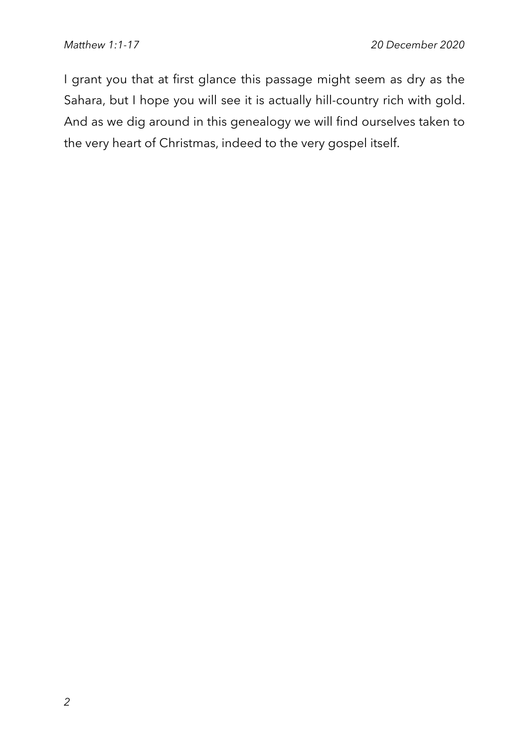I grant you that at first glance this passage might seem as dry as the Sahara, but I hope you will see it is actually hill-country rich with gold. And as we dig around in this genealogy we will find ourselves taken to the very heart of Christmas, indeed to the very gospel itself.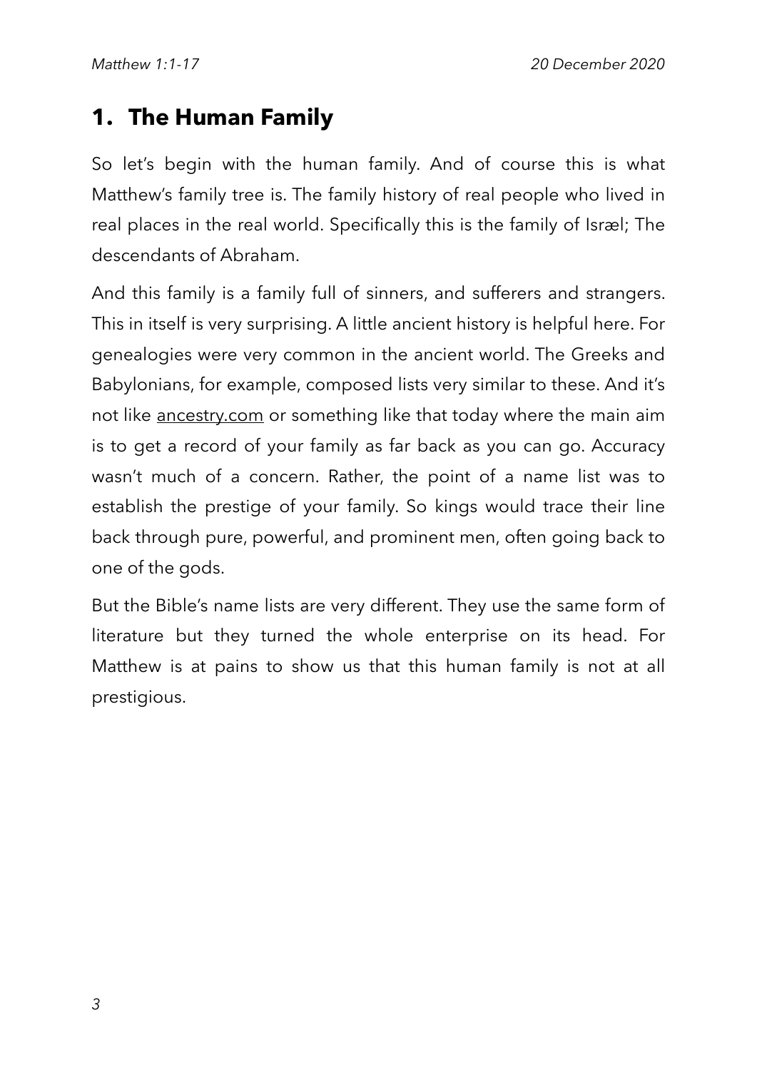## 1. The Human Family

So let's begin with the human family. And of course this is what Matthew's family tree is. The family history of real people who lived in real places in the real world. Specifically this is the family of Isræl; The descendants of Abraham.

And this family is a family full of sinners, and sufferers and strangers. This in itself is very surprising. A little ancient history is helpful here. For genealogies were very common in the ancient world. The Greeks and Babylonians, for example, composed lists very similar to these. And it's not like ancestry.com or something like that today where the main aim is to get a record of your family as far back as you can go. Accuracy wasn't much of a concern. Rather, the point of a name list was to establish the prestige of your family. So kings would trace their line back through pure, powerful, and prominent men, often going back to one of the gods.

But the Bible's name lists are very different. They use the same form of literature but they turned the whole enterprise on its head. For Matthew is at pains to show us that this human family is not at all prestigious.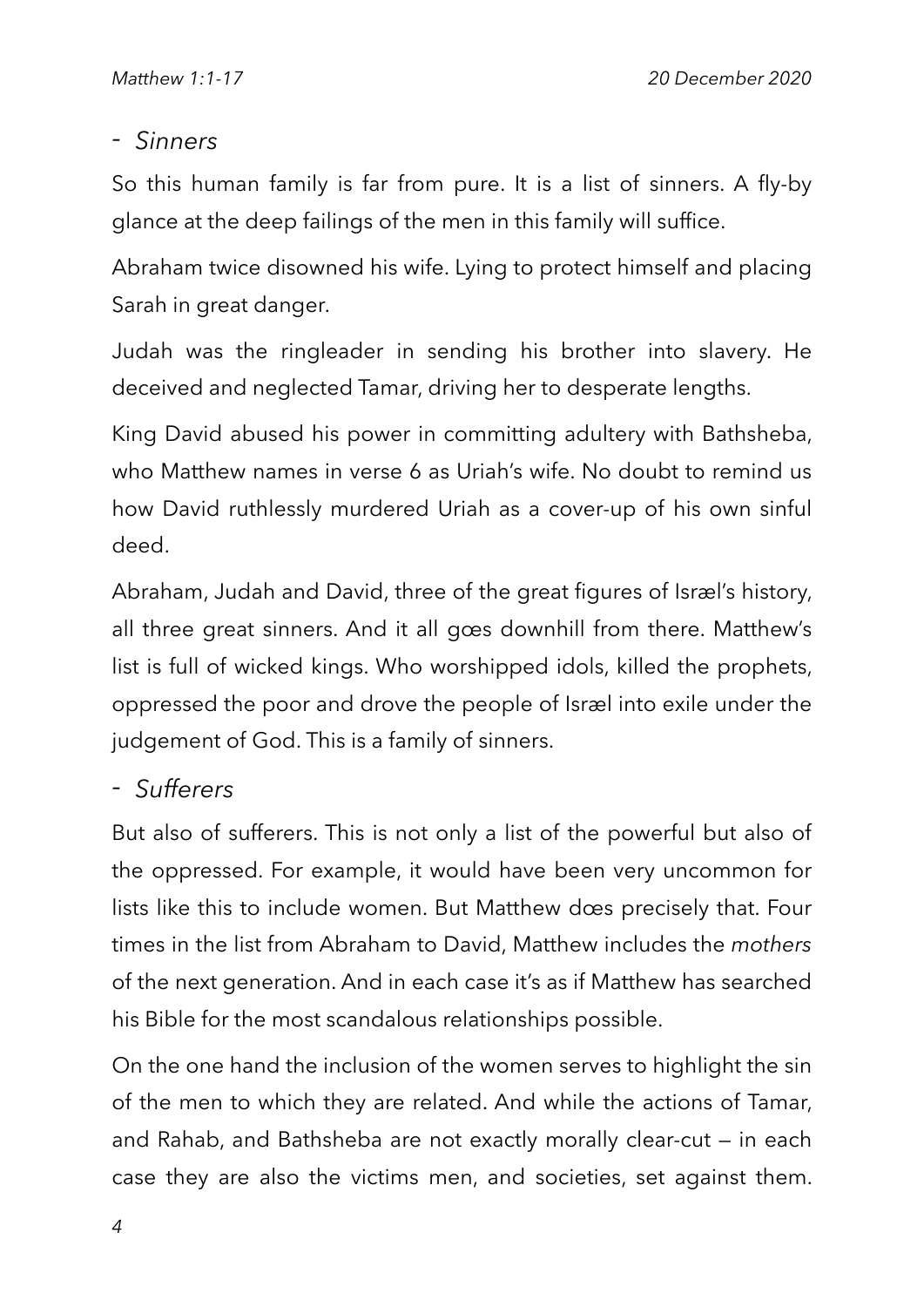- *Sinners*

So this human family is far from pure. It is a list of sinners. A fly-by glance at the deep failings of the men in this family will suffice.

Abraham twice disowned his wife. Lying to protect himself and placing Sarah in great danger.

Judah was the ringleader in sending his brother into slavery. He deceived and neglected Tamar, driving her to desperate lengths.

King David abused his power in committing adultery with Bathsheba, who Matthew names in verse 6 as Uriah's wife. No doubt to remind us how David ruthlessly murdered Uriah as a cover-up of his own sinful deed.

Abraham, Judah and David, three of the great figures of Isræl's history, all three great sinners. And it all gœs downhill from there. Matthew's list is full of wicked kings. Who worshipped idols, killed the prophets, oppressed the poor and drove the people of Isræl into exile under the judgement of God. This is a family of sinners.

- *Sufferers*

But also of sufferers. This is not only a list of the powerful but also of the oppressed. For example, it would have been very uncommon for lists like this to include women. But Matthew dœs precisely that. Four times in the list from Abraham to David, Matthew includes the *mothers* of the next generation. And in each case it's as if Matthew has searched his Bible for the most scandalous relationships possible.

On the one hand the inclusion of the women serves to highlight the sin of the men to which they are related. And while the actions of Tamar, and Rahab, and Bathsheba are not exactly morally clear-cut — in each case they are also the victims men, and societies, set against them.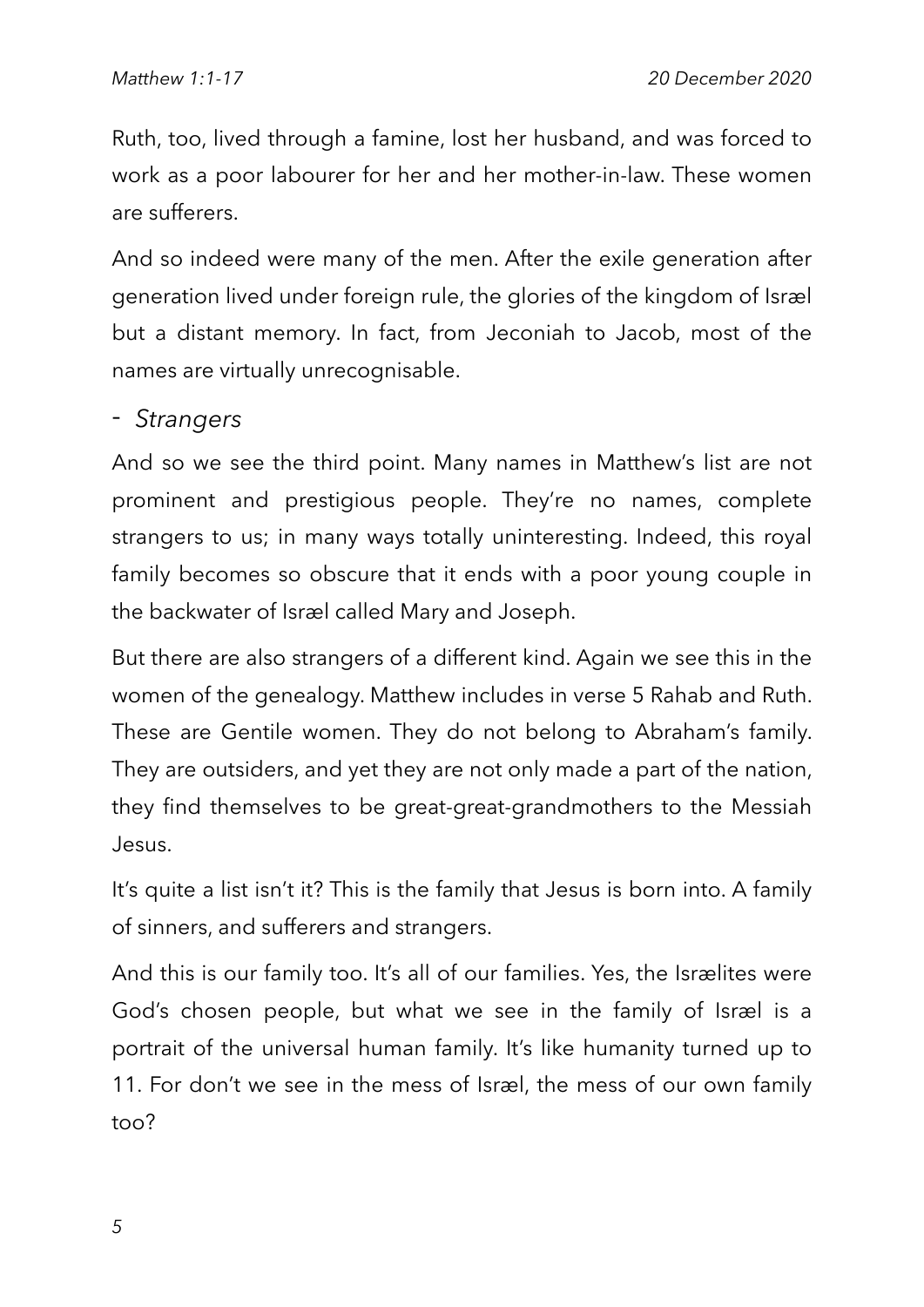Ruth, too, lived through a famine, lost her husband, and was forced to work as a poor labourer for her and her mother-in-law. These women are sufferers.

And so indeed were many of the men. After the exile generation after generation lived under foreign rule, the glories of the kingdom of Isræl but a distant memory. In fact, from Jeconiah to Jacob, most of the names are virtually unrecognisable.

- *Strangers*

And so we see the third point. Many names in Matthew's list are not prominent and prestigious people. They're no names, complete strangers to us; in many ways totally uninteresting. Indeed, this royal family becomes so obscure that it ends with a poor young couple in the backwater of Isræl called Mary and Joseph.

But there are also strangers of a different kind. Again we see this in the women of the genealogy. Matthew includes in verse 5 Rahab and Ruth. These are Gentile women. They do not belong to Abraham's family. They are outsiders, and yet they are not only made a part of the nation, they find themselves to be great-great-grandmothers to the Messiah Jesus.

It's quite a list isn't it? This is the family that Jesus is born into. A family of sinners, and sufferers and strangers.

And this is our family too. It's all of our families. Yes, the Isrælites were God's chosen people, but what we see in the family of Isræl is a portrait of the universal human family. It's like humanity turned up to 11. For don't we see in the mess of Isræl, the mess of our own family too?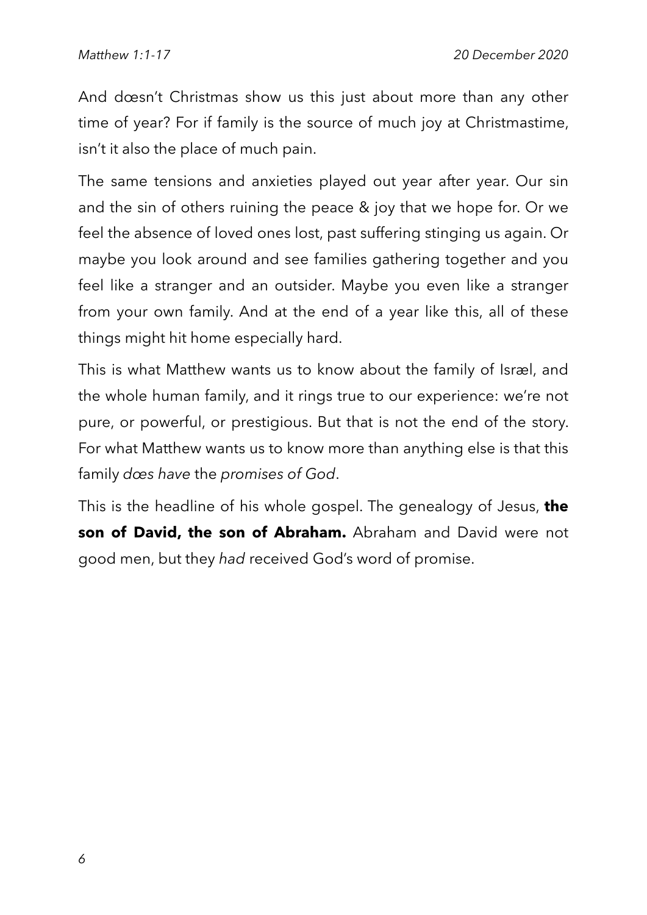And dœsn't Christmas show us this just about more than any other time of year? For if family is the source of much joy at Christmastime, isn't it also the place of much pain.

The same tensions and anxieties played out year after year. Our sin and the sin of others ruining the peace & joy that we hope for. Or we feel the absence of loved ones lost, past suffering stinging us again. Or maybe you look around and see families gathering together and you feel like a stranger and an outsider. Maybe you even like a stranger from your own family. And at the end of a year like this, all of these things might hit home especially hard.

This is what Matthew wants us to know about the family of Isræl, and the whole human family, and it rings true to our experience: we're not pure, or powerful, or prestigious. But that is not the end of the story. For what Matthew wants us to know more than anything else is that this family *dœs have* the *promises of God*.

This is the headline of his whole gospel. The genealogy of Jesus, **the son of David, the son of Abraham.** Abraham and David were not good men, but they *had* received God's word of promise.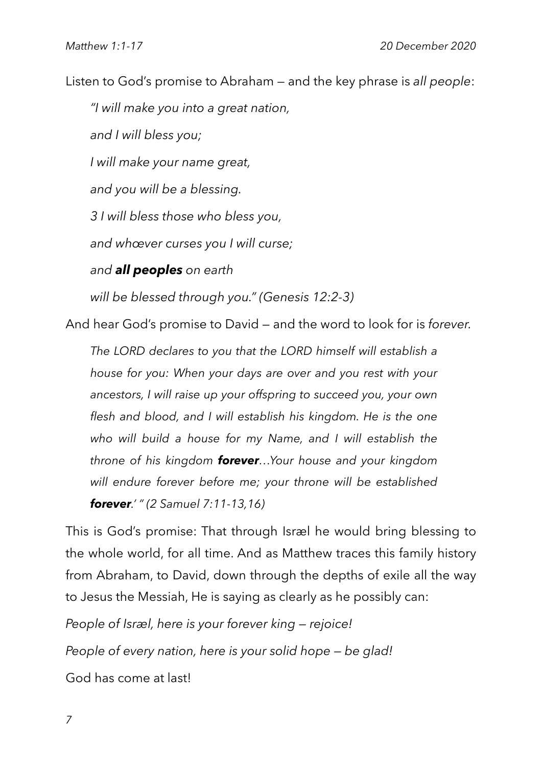Listen to God's promise to Abraham — and the key phrase is *all people*:

> *"I will make you into a great nation,*
>
> *and I will bless you;*
>
> *I will make your name great,*
>
> *and you will be a blessing.*
>
> *3 I will bless those who bless you,*
>
> *and whœver curses you I will curse;*
>
> *and **all peoples** on earth*
>
> *will be blessed through you." (Genesis 12:2-3)*

And hear God's promise to David — and the word to look for is *forever*.

> *The LORD declares to you that the LORD himself will establish a house for you: When your days are over and you rest with your ancestors, I will raise up your offspring to succeed you, your own flesh and blood, and I will establish his kingdom. He is the one who will build a house for my Name, and I will establish the throne of his kingdom **forever**…Your house and your kingdom will endure forever before me; your throne will be established **forever**.' " (2 Samuel 7:11-13,16)*

This is God's promise: That through Israel he would bring blessing to the whole world, for all time. And as Matthew traces this family history from Abraham, to David, down through the depths of exile all the way to Jesus the Messiah, He is saying as clearly as he possibly can:

*People of Isræl, here is your forever king — rejoice!*

*People of every nation, here is your solid hope — be glad!*

God has come at last!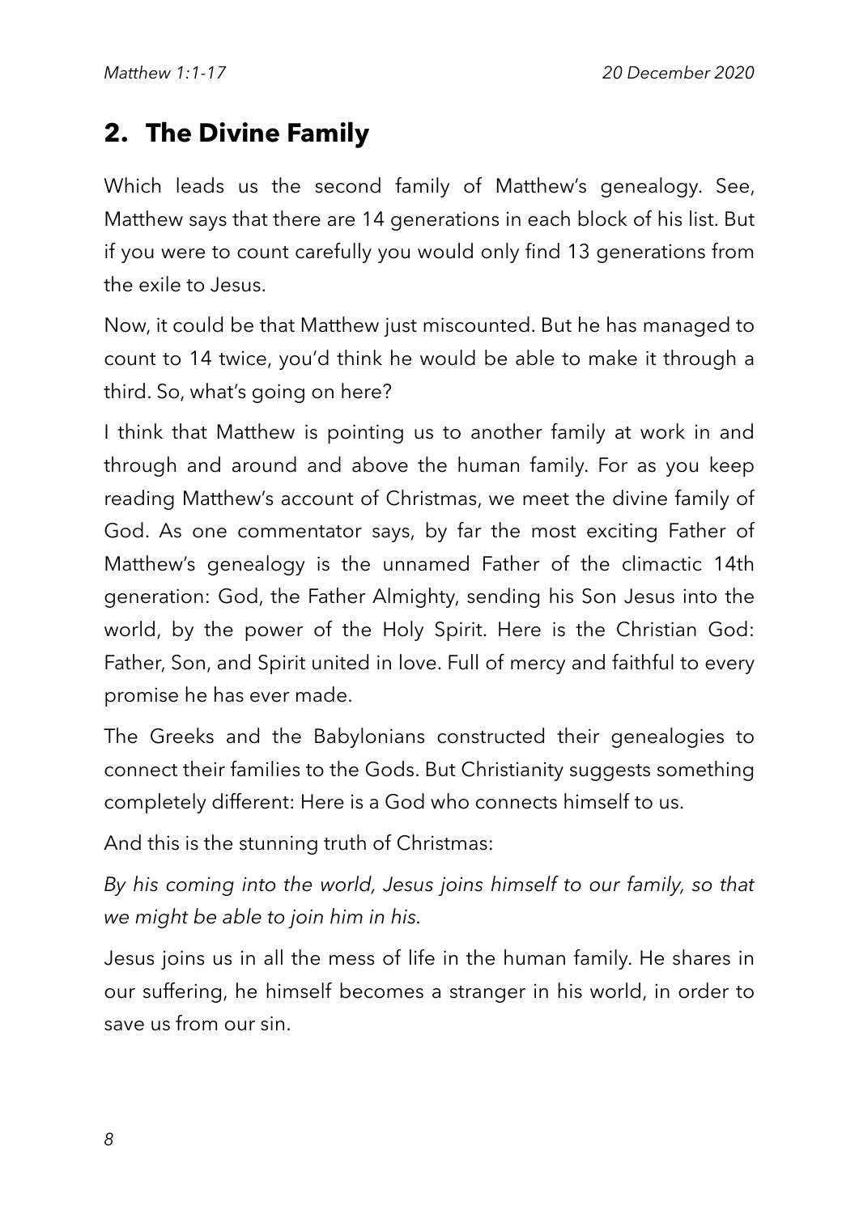## 2. The Divine Family

Which leads us the second family of Matthew's genealogy. See, Matthew says that there are 14 generations in each block of his list. But if you were to count carefully you would only find 13 generations from the exile to Jesus.

Now, it could be that Matthew just miscounted. But he has managed to count to 14 twice, you'd think he would be able to make it through a third. So, what's going on here?

I think that Matthew is pointing us to another family at work in and through and around and above the human family. For as you keep reading Matthew's account of Christmas, we meet the divine family of God. As one commentator says, by far the most exciting Father of Matthew's genealogy is the unnamed Father of the climactic 14th generation: God, the Father Almighty, sending his Son Jesus into the world, by the power of the Holy Spirit. Here is the Christian God: Father, Son, and Spirit united in love. Full of mercy and faithful to every promise he has ever made.

The Greeks and the Babylonians constructed their genealogies to connect their families to the Gods. But Christianity suggests something completely different: Here is a God who connects himself to us.

And this is the stunning truth of Christmas:

*By his coming into the world, Jesus joins himself to our family, so that we might be able to join him in his.*

Jesus joins us in all the mess of life in the human family. He shares in our suffering, he himself becomes a stranger in his world, in order to save us from our sin.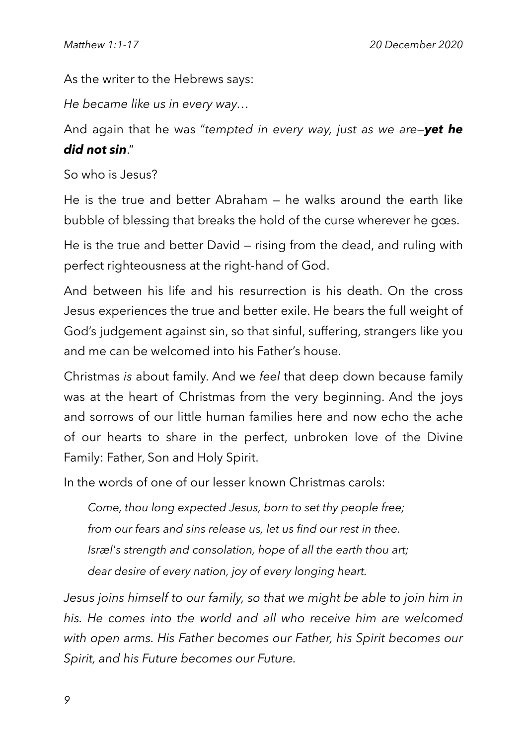As the writer to the Hebrews says:

*He became like us in every way…*

And again that he was "*tempted in every way, just as we are—**yet he did not sin***."

So who is Jesus?

He is the true and better Abraham — he walks around the earth like bubble of blessing that breaks the hold of the curse wherever he gœs.

He is the true and better David — rising from the dead, and ruling with perfect righteousness at the right-hand of God.

And between his life and his resurrection is his death. On the cross Jesus experiences the true and better exile. He bears the full weight of God's judgement against sin, so that sinful, suffering, strangers like you and me can be welcomed into his Father's house.

Christmas *is* about family. And we *feel* that deep down because family was at the heart of Christmas from the very beginning. And the joys and sorrows of our little human families here and now echo the ache of our hearts to share in the perfect, unbroken love of the Divine Family: Father, Son and Holy Spirit.

In the words of one of our lesser known Christmas carols:

> *Come, thou long expected Jesus, born to set thy people free;*
> *from our fears and sins release us, let us find our rest in thee.*
> *Isræl's strength and consolation, hope of all the earth thou art;*
> *dear desire of every nation, joy of every longing heart.*

*Jesus joins himself to our family, so that we might be able to join him in his. He comes into the world and all who receive him are welcomed with open arms. His Father becomes our Father, his Spirit becomes our Spirit, and his Future becomes our Future.*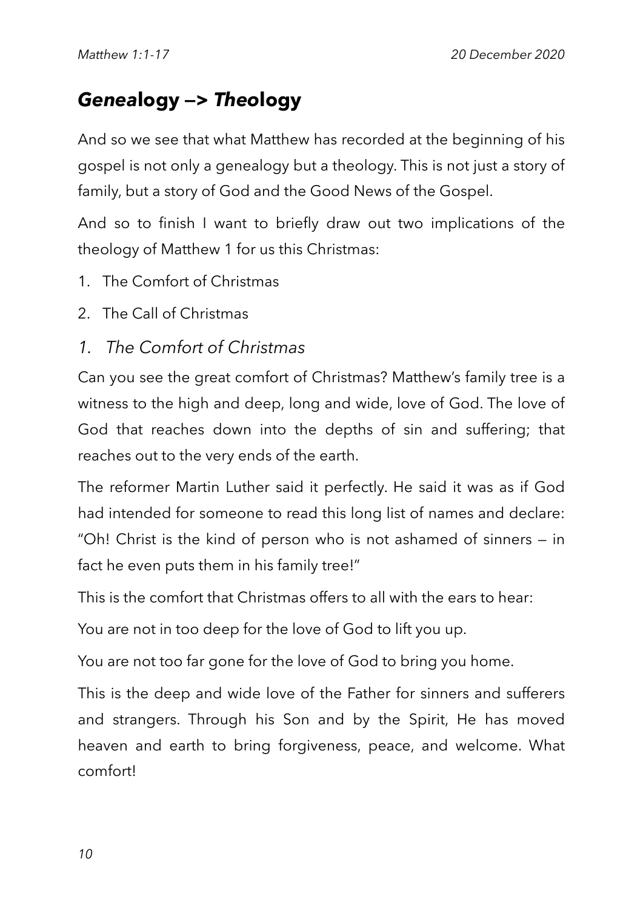## ***Genea*logy —> *Theo*logy**

And so we see that what Matthew has recorded at the beginning of his gospel is not only a genealogy but a theology. This is not just a story of family, but a story of God and the Good News of the Gospel.

And so to finish I want to briefly draw out two implications of the theology of Matthew 1 for us this Christmas:

1. The Comfort of Christmas
2. The Call of Christmas

### *1. The Comfort of Christmas*

Can you see the great comfort of Christmas? Matthew's family tree is a witness to the high and deep, long and wide, love of God. The love of God that reaches down into the depths of sin and suffering; that reaches out to the very ends of the earth.

The reformer Martin Luther said it perfectly. He said it was as if God had intended for someone to read this long list of names and declare: "Oh! Christ is the kind of person who is not ashamed of sinners — in fact he even puts them in his family tree!"

This is the comfort that Christmas offers to all with the ears to hear:

You are not in too deep for the love of God to lift you up.

You are not too far gone for the love of God to bring you home.

This is the deep and wide love of the Father for sinners and sufferers and strangers. Through his Son and by the Spirit, He has moved heaven and earth to bring forgiveness, peace, and welcome. What comfort!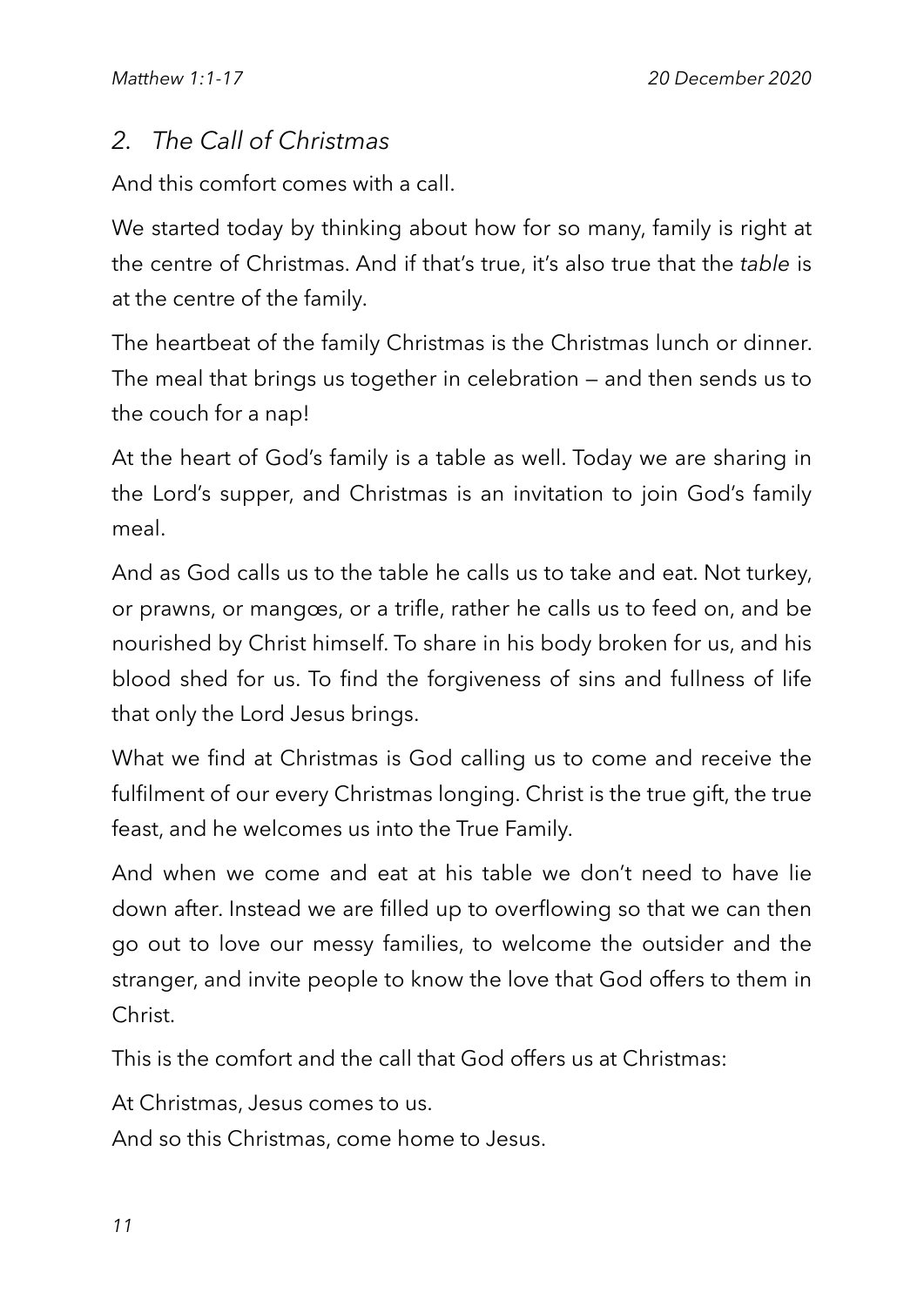## *2. The Call of Christmas*

And this comfort comes with a call.

We started today by thinking about how for so many, family is right at the centre of Christmas. And if that's true, it's also true that the *table* is at the centre of the family.

The heartbeat of the family Christmas is the Christmas lunch or dinner. The meal that brings us together in celebration — and then sends us to the couch for a nap!

At the heart of God's family is a table as well. Today we are sharing in the Lord's supper, and Christmas is an invitation to join God's family meal.

And as God calls us to the table he calls us to take and eat. Not turkey, or prawns, or mangœs, or a trifle, rather he calls us to feed on, and be nourished by Christ himself. To share in his body broken for us, and his blood shed for us. To find the forgiveness of sins and fullness of life that only the Lord Jesus brings.

What we find at Christmas is God calling us to come and receive the fulfilment of our every Christmas longing. Christ is the true gift, the true feast, and he welcomes us into the True Family.

And when we come and eat at his table we don't need to have lie down after. Instead we are filled up to overflowing so that we can then go out to love our messy families, to welcome the outsider and the stranger, and invite people to know the love that God offers to them in Christ.

This is the comfort and the call that God offers us at Christmas:

At Christmas, Jesus comes to us.
And so this Christmas, come home to Jesus.